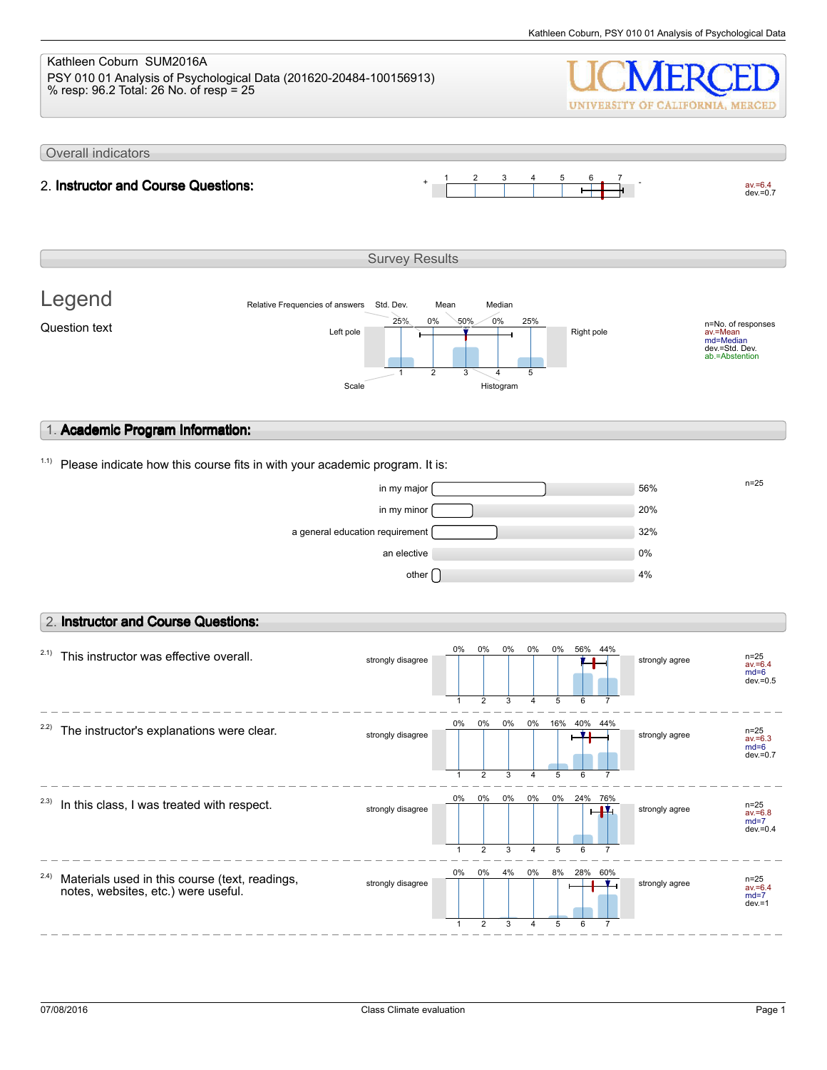Kathleen Coburn SUM2016A
PSY 010 01 Analysis of Psychological Data (201620-20484-100156913)
% resp: 96.2 Total: 26 No. of resp = 25

UCMERCED
UNIVERSITY OF CALIFORNIA, MERCED

## Overall indicators

**2. Instructor and Course Questions:**

| + | 1 | 2 | 3 | 4 | 5 | 6 | 7 | - | av.=6.4 dev.=0.7 |
|---|---|---|---|---|---|---|---|---|---|

## Survey Results

### Legend

Question text

Relative Frequencies of answers, Std. Dev., Mean, Median, Left pole, Right pole, Scale, Histogram

| | 1 | 2 | 3 | 4 | 5 |
|---|---|---|---|---|---|
| Relative Frequencies | 25% | 0% | 50% | 0% | 25% |

n=No. of responses
av.=Mean
md=Median
dev.=Std. Dev.
ab.=Abstention

## 1. Academic Program Information:

1.1) Please indicate how this course fits in with your academic program. It is:

| Option | % |
|---|---|
| in my major | 56% |
| in my minor | 20% |
| a general education requirement | 32% |
| an elective | 0% |
| other | 4% |

n=25

## 2. Instructor and Course Questions:

Scale: 1 = strongly disagree, 7 = strongly agree

| Question | 1 | 2 | 3 | 4 | 5 | 6 | 7 | n | av. | md | dev. |
|---|---|---|---|---|---|---|---|---|---|---|---|
| 2.1) This instructor was effective overall. | 0% | 0% | 0% | 0% | 0% | 56% | 44% | 25 | 6.4 | 6 | 0.5 |
| 2.2) The instructor's explanations were clear. | 0% | 0% | 0% | 0% | 16% | 40% | 44% | 25 | 6.3 | 6 | 0.7 |
| 2.3) In this class, I was treated with respect. | 0% | 0% | 0% | 0% | 0% | 24% | 76% | 25 | 6.8 | 7 | 0.4 |
| 2.4) Materials used in this course (text, readings, notes, websites, etc.) were useful. | 0% | 0% | 4% | 0% | 8% | 28% | 60% | 25 | 6.4 | 7 | 1 |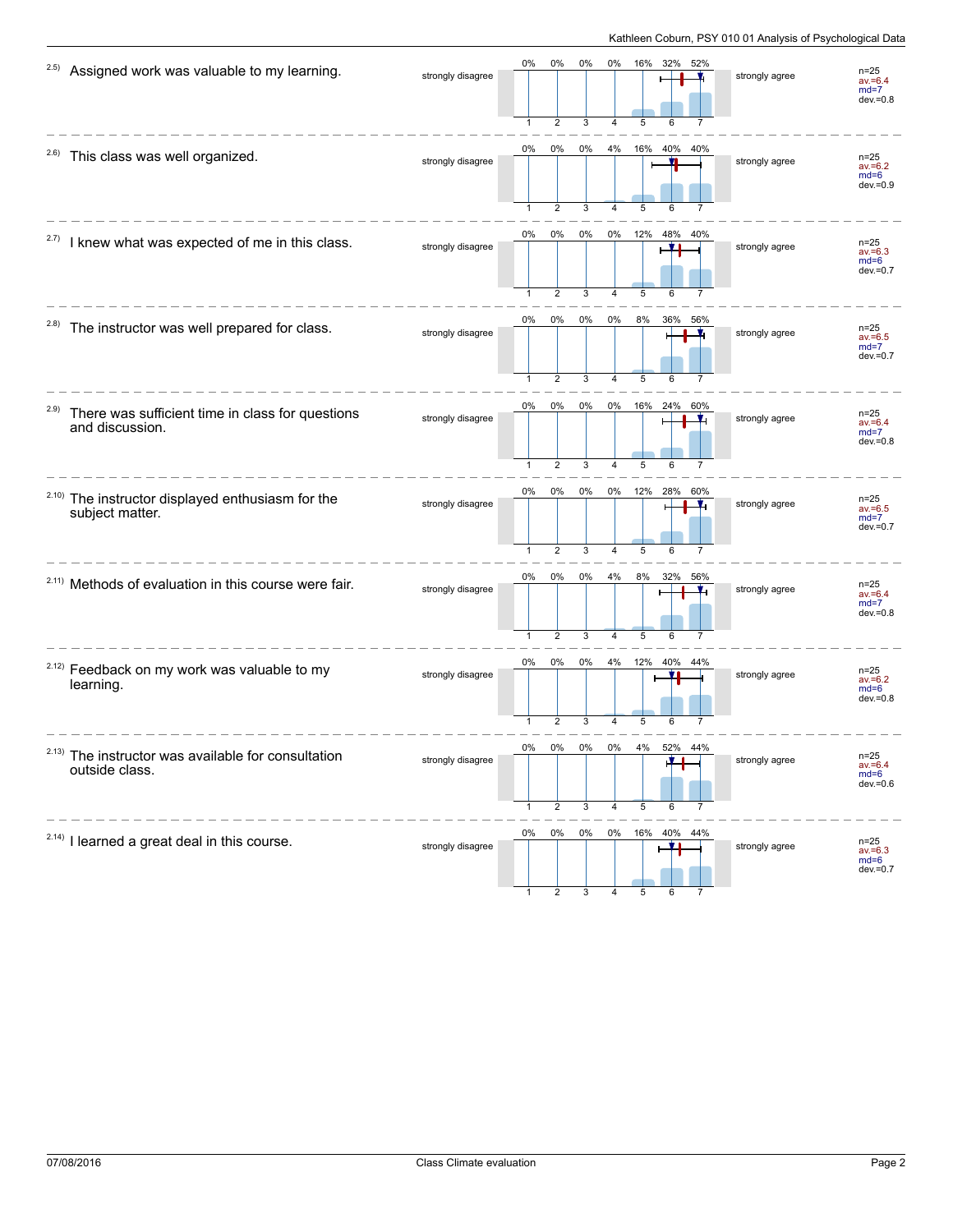| Item | Question | Left pole | 1 | 2 | 3 | 4 | 5 | 6 | 7 | Right pole | Statistics |
|---|---|---|---|---|---|---|---|---|---|---|---|
| 2.5) | Assigned work was valuable to my learning. | strongly disagree | 0% | 0% | 0% | 0% | 16% | 32% | 52% | strongly agree | n=25, av.=6.4, md=7, dev.=0.8 |
| 2.6) | This class was well organized. | strongly disagree | 0% | 0% | 0% | 4% | 16% | 40% | 40% | strongly agree | n=25, av.=6.2, md=6, dev.=0.9 |
| 2.7) | I knew what was expected of me in this class. | strongly disagree | 0% | 0% | 0% | 0% | 12% | 48% | 40% | strongly agree | n=25, av.=6.3, md=6, dev.=0.7 |
| 2.8) | The instructor was well prepared for class. | strongly disagree | 0% | 0% | 0% | 0% | 8% | 36% | 56% | strongly agree | n=25, av.=6.5, md=7, dev.=0.7 |
| 2.9) | There was sufficient time in class for questions and discussion. | strongly disagree | 0% | 0% | 0% | 0% | 16% | 24% | 60% | strongly agree | n=25, av.=6.4, md=7, dev.=0.8 |
| 2.10) | The instructor displayed enthusiasm for the subject matter. | strongly disagree | 0% | 0% | 0% | 0% | 12% | 28% | 60% | strongly agree | n=25, av.=6.5, md=7, dev.=0.7 |
| 2.11) | Methods of evaluation in this course were fair. | strongly disagree | 0% | 0% | 0% | 4% | 8% | 32% | 56% | strongly agree | n=25, av.=6.4, md=7, dev.=0.8 |
| 2.12) | Feedback on my work was valuable to my learning. | strongly disagree | 0% | 0% | 0% | 4% | 12% | 40% | 44% | strongly agree | n=25, av.=6.2, md=6, dev.=0.8 |
| 2.13) | The instructor was available for consultation outside class. | strongly disagree | 0% | 0% | 0% | 0% | 4% | 52% | 44% | strongly agree | n=25, av.=6.4, md=6, dev.=0.6 |
| 2.14) | I learned a great deal in this course. | strongly disagree | 0% | 0% | 0% | 0% | 16% | 40% | 44% | strongly agree | n=25, av.=6.3, md=6, dev.=0.7 |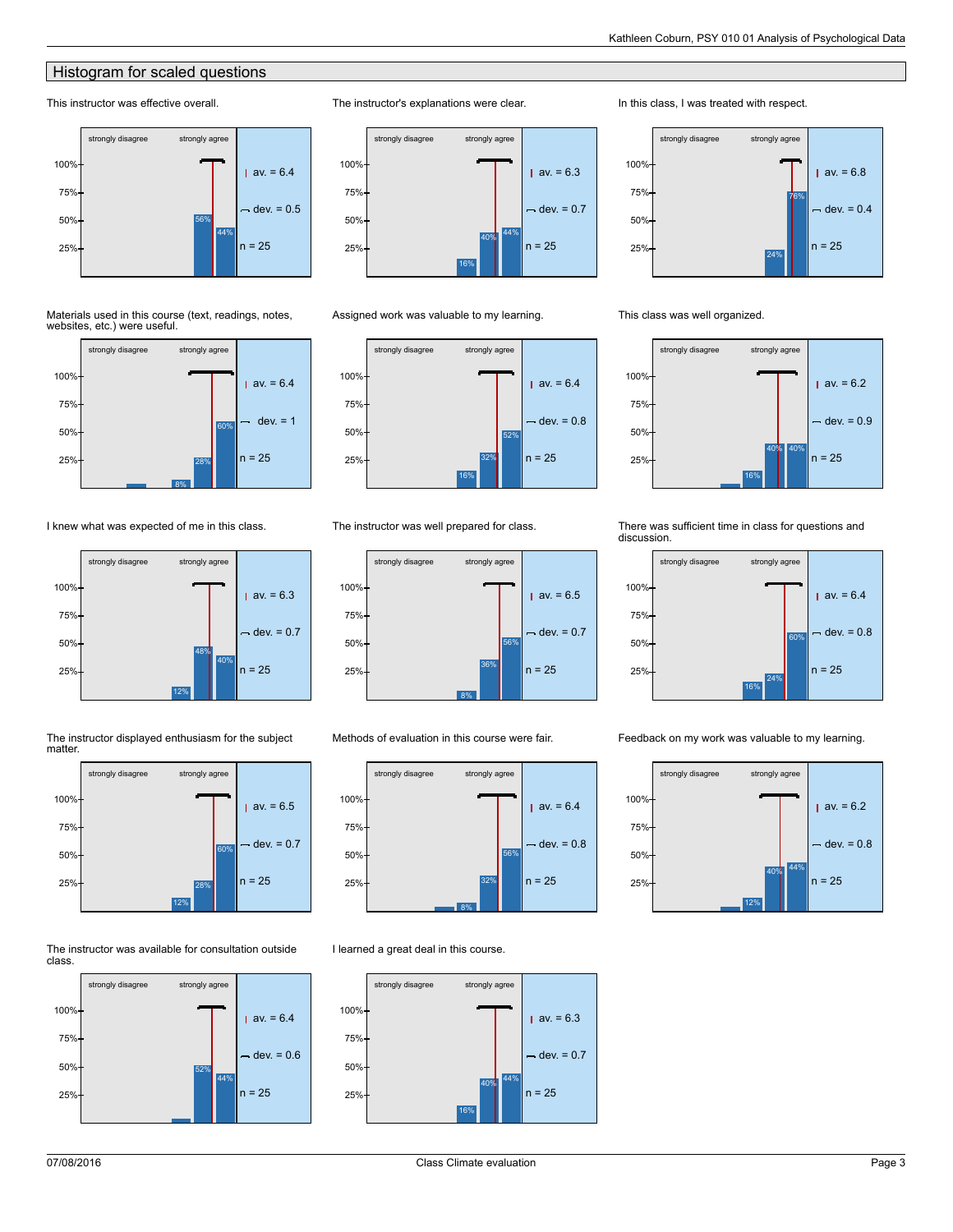## Histogram for scaled questions

**This instructor was effective overall.**

strongly disagree — strongly agree

Bars: 56%, 44%

av. = 6.4, dev. = 0.5, n = 25

**The instructor's explanations were clear.**

strongly disagree — strongly agree

Bars: 16%, 40%, 44%

av. = 6.3, dev. = 0.7, n = 25

**In this class, I was treated with respect.**

strongly disagree — strongly agree

Bars: 24%, 76%

av. = 6.8, dev. = 0.4, n = 25

**Materials used in this course (text, readings, notes, websites, etc.) were useful.**

strongly disagree — strongly agree

Bars: 8%, 28%, 60%

av. = 6.4, dev. = 1, n = 25

**Assigned work was valuable to my learning.**

strongly disagree — strongly agree

Bars: 16%, 32%, 52%

av. = 6.4, dev. = 0.8, n = 25

**This class was well organized.**

strongly disagree — strongly agree

Bars: 16%, 40%, 40%

av. = 6.2, dev. = 0.9, n = 25

**I knew what was expected of me in this class.**

strongly disagree — strongly agree

Bars: 12%, 48%, 40%

av. = 6.3, dev. = 0.7, n = 25

**The instructor was well prepared for class.**

strongly disagree — strongly agree

Bars: 8%, 36%, 56%

av. = 6.5, dev. = 0.7, n = 25

**There was sufficient time in class for questions and discussion.**

strongly disagree — strongly agree

Bars: 16%, 24%, 60%

av. = 6.4, dev. = 0.8, n = 25

**The instructor displayed enthusiasm for the subject matter.**

strongly disagree — strongly agree

Bars: 12%, 28%, 60%

av. = 6.5, dev. = 0.7, n = 25

**Methods of evaluation in this course were fair.**

strongly disagree — strongly agree

Bars: 8%, 32%, 56%

av. = 6.4, dev. = 0.8, n = 25

**Feedback on my work was valuable to my learning.**

strongly disagree — strongly agree

Bars: 12%, 40%, 44%

av. = 6.2, dev. = 0.8, n = 25

**The instructor was available for consultation outside class.**

strongly disagree — strongly agree

Bars: 52%, 44%

av. = 6.4, dev. = 0.6, n = 25

**I learned a great deal in this course.**

strongly disagree — strongly agree

Bars: 16%, 40%, 44%

av. = 6.3, dev. = 0.7, n = 25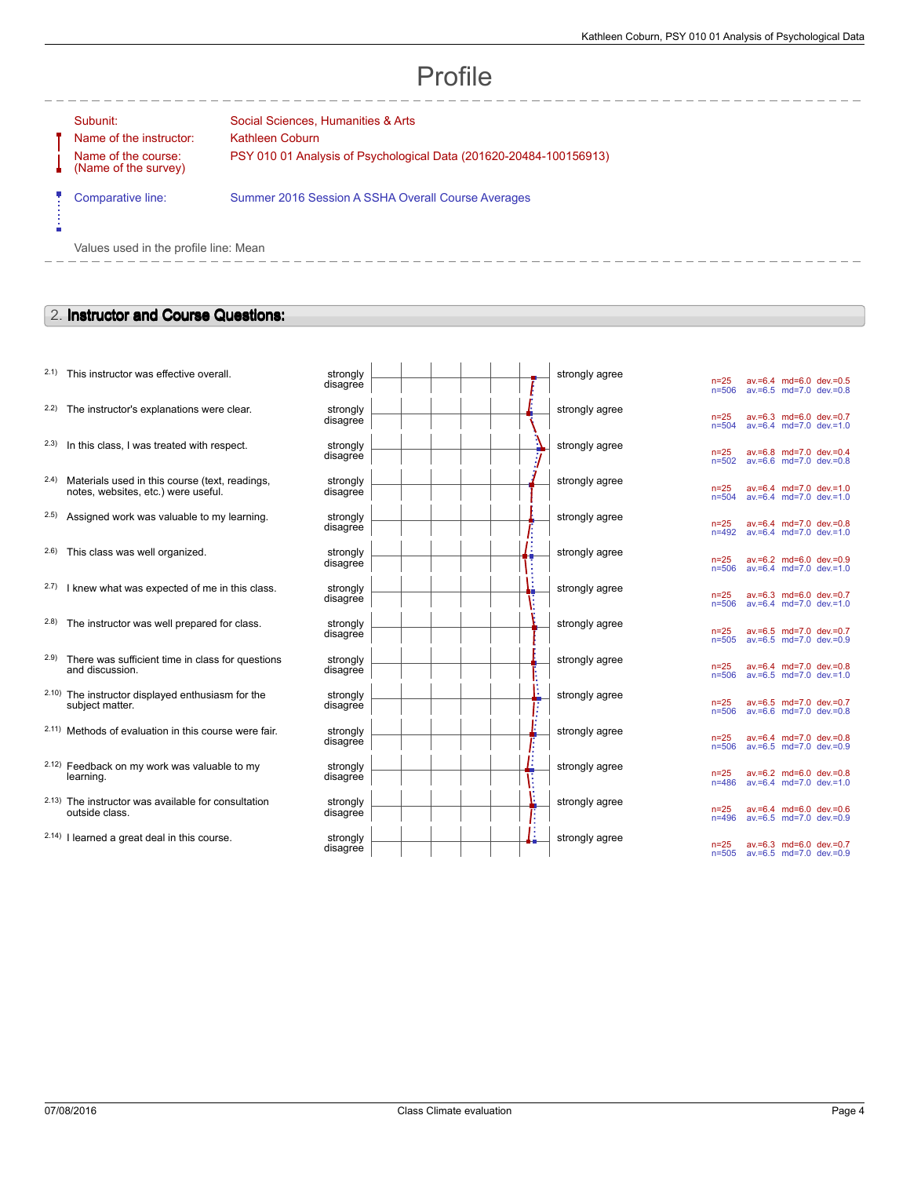# Profile

Subunit: Social Sciences, Humanities & Arts

Name of the instructor: Kathleen Coburn

Name of the course: (Name of the survey) PSY 010 01 Analysis of Psychological Data (201620-20484-100156913)

Comparative line: Summer 2016 Session A SSHA Overall Course Averages

Values used in the profile line: Mean

## 2. Instructor and Course Questions:

| Question | | | n | av. | md | dev. |
|---|---|---|---|---|---|---|
| 2.1) This instructor was effective overall. | strongly disagree | strongly agree | n=25 | av.=6.4 | md=6.0 | dev.=0.5 |
| | | | n=506 | av.=6.5 | md=7.0 | dev.=0.8 |
| 2.2) The instructor's explanations were clear. | strongly disagree | strongly agree | n=25 | av.=6.3 | md=6.0 | dev.=0.7 |
| | | | n=504 | av.=6.4 | md=7.0 | dev.=1.0 |
| 2.3) In this class, I was treated with respect. | strongly disagree | strongly agree | n=25 | av.=6.8 | md=7.0 | dev.=0.4 |
| | | | n=502 | av.=6.6 | md=7.0 | dev.=0.8 |
| 2.4) Materials used in this course (text, readings, notes, websites, etc.) were useful. | strongly disagree | strongly agree | n=25 | av.=6.4 | md=7.0 | dev.=1.0 |
| | | | n=504 | av.=6.4 | md=7.0 | dev.=1.0 |
| 2.5) Assigned work was valuable to my learning. | strongly disagree | strongly agree | n=25 | av.=6.4 | md=7.0 | dev.=0.8 |
| | | | n=492 | av.=6.4 | md=7.0 | dev.=1.0 |
| 2.6) This class was well organized. | strongly disagree | strongly agree | n=25 | av.=6.2 | md=6.0 | dev.=0.9 |
| | | | n=506 | av.=6.4 | md=7.0 | dev.=1.0 |
| 2.7) I knew what was expected of me in this class. | strongly disagree | strongly agree | n=25 | av.=6.3 | md=7.0 | dev.=0.7 |
| | | | n=506 | av.=6.4 | md=7.0 | dev.=1.0 |
| 2.8) The instructor was well prepared for class. | strongly disagree | strongly agree | n=25 | av.=6.5 | md=7.0 | dev.=0.7 |
| | | | n=505 | av.=6.5 | md=7.0 | dev.=0.9 |
| 2.9) There was sufficient time in class for questions and discussion. | strongly disagree | strongly agree | n=25 | av.=6.4 | md=7.0 | dev.=0.8 |
| | | | n=506 | av.=6.5 | md=7.0 | dev.=1.0 |
| 2.10) The instructor displayed enthusiasm for the subject matter. | strongly disagree | strongly agree | n=25 | av.=6.5 | md=7.0 | dev.=0.7 |
| | | | n=506 | av.=6.6 | md=7.0 | dev.=0.8 |
| 2.11) Methods of evaluation in this course were fair. | strongly disagree | strongly agree | n=25 | av.=6.4 | md=7.0 | dev.=0.8 |
| | | | n=506 | av.=6.5 | md=7.0 | dev.=0.9 |
| 2.12) Feedback on my work was valuable to my learning. | strongly disagree | strongly agree | n=25 | av.=6.2 | md=6.0 | dev.=0.8 |
| | | | n=486 | av.=6.4 | md=7.0 | dev.=1.0 |
| 2.13) The instructor was available for consultation outside class. | strongly disagree | strongly agree | n=25 | av.=6.4 | md=6.0 | dev.=0.6 |
| | | | n=496 | av.=6.5 | md=7.0 | dev.=0.9 |
| 2.14) I learned a great deal in this course. | strongly disagree | strongly agree | n=25 | av.=6.3 | md=6.0 | dev.=0.7 |
| | | | n=505 | av.=6.5 | md=7.0 | dev.=0.9 |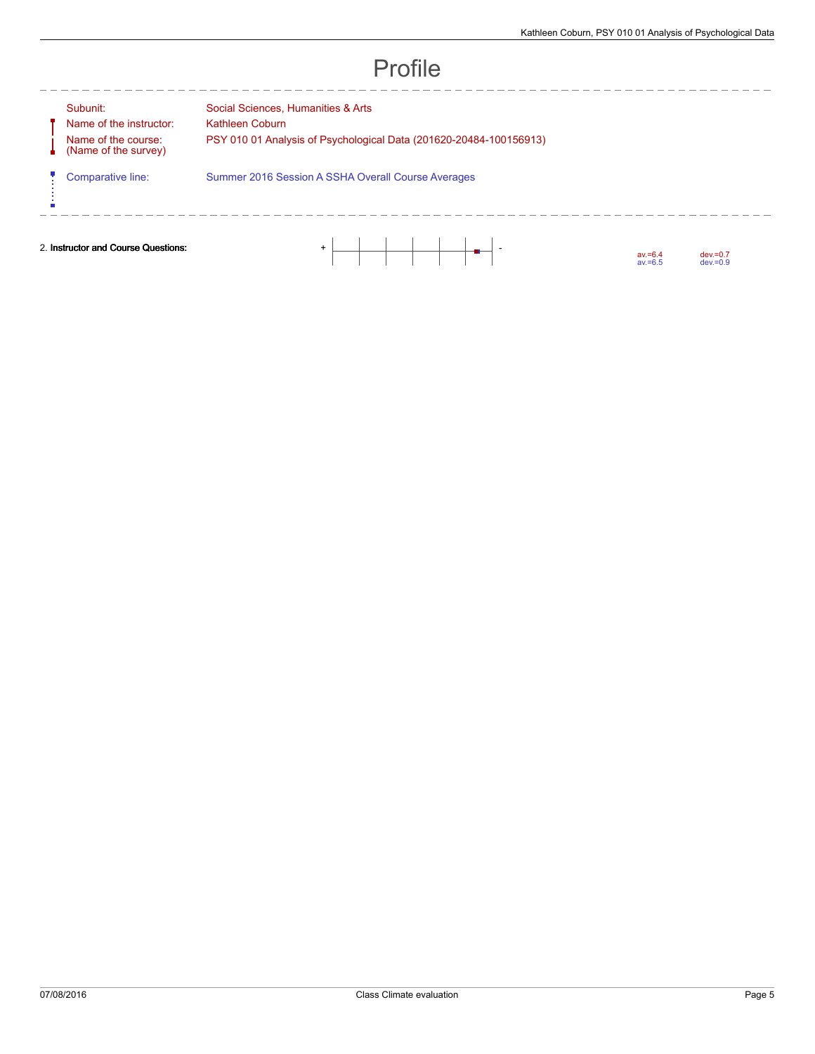# Profile

| | |
|---|---|
| Subunit: | Social Sciences, Humanities & Arts |
| Name of the instructor: | Kathleen Coburn |
| Name of the course: (Name of the survey) | PSY 010 01 Analysis of Psychological Data (201620-20484-100156913) |
| Comparative line: | Summer 2016 Session A SSHA Overall Course Averages |

| Question | | | Average | Deviation |
|---|---|---|---|---|
| 2. **Instructor and Course Questions:** | + | - | av.=6.4 | dev.=0.7 |
| | | | av.=6.5 | dev.=0.9 |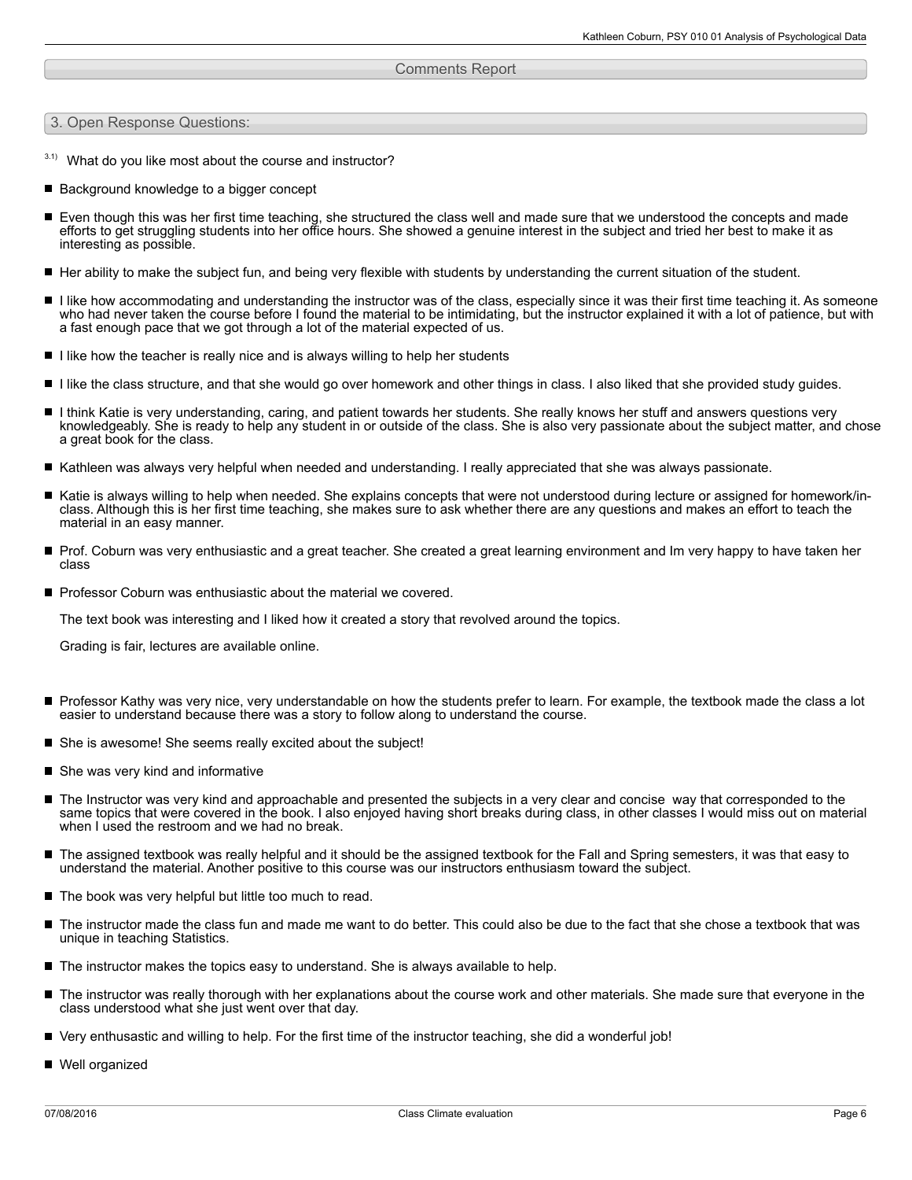## Comments Report

### 3. Open Response Questions:

3.1) What do you like most about the course and instructor?

- Background knowledge to a bigger concept
- Even though this was her first time teaching, she structured the class well and made sure that we understood the concepts and made efforts to get struggling students into her office hours. She showed a genuine interest in the subject and tried her best to make it as interesting as possible.
- Her ability to make the subject fun, and being very flexible with students by understanding the current situation of the student.
- I like how accommodating and understanding the instructor was of the class, especially since it was their first time teaching it. As someone who had never taken the course before I found the material to be intimidating, but the instructor explained it with a lot of patience, but with a fast enough pace that we got through a lot of the material expected of us.
- I like how the teacher is really nice and is always willing to help her students
- I like the class structure, and that she would go over homework and other things in class. I also liked that she provided study guides.
- I think Katie is very understanding, caring, and patient towards her students. She really knows her stuff and answers questions very knowledgeably. She is ready to help any student in or outside of the class. She is also very passionate about the subject matter, and chose a great book for the class.
- Kathleen was always very helpful when needed and understanding. I really appreciated that she was always passionate.
- Katie is always willing to help when needed. She explains concepts that were not understood during lecture or assigned for homework/in-class. Although this is her first time teaching, she makes sure to ask whether there are any questions and makes an effort to teach the material in an easy manner.
- Prof. Coburn was very enthusiastic and a great teacher. She created a great learning environment and Im very happy to have taken her class
- Professor Coburn was enthusiastic about the material we covered.

  The text book was interesting and I liked how it created a story that revolved around the topics.

  Grading is fair, lectures are available online.
- Professor Kathy was very nice, very understandable on how the students prefer to learn. For example, the textbook made the class a lot easier to understand because there was a story to follow along to understand the course.
- She is awesome! She seems really excited about the subject!
- She was very kind and informative
- The Instructor was very kind and approachable and presented the subjects in a very clear and concise way that corresponded to the same topics that were covered in the book. I also enjoyed having short breaks during class, in other classes I would miss out on material when I used the restroom and we had no break.
- The assigned textbook was really helpful and it should be the assigned textbook for the Fall and Spring semesters, it was that easy to understand the material. Another positive to this course was our instructors enthusiasm toward the subject.
- The book was very helpful but little too much to read.
- The instructor made the class fun and made me want to do better. This could also be due to the fact that she chose a textbook that was unique in teaching Statistics.
- The instructor makes the topics easy to understand. She is always available to help.
- The instructor was really thorough with her explanations about the course work and other materials. She made sure that everyone in the class understood what she just went over that day.
- Very enthusastic and willing to help. For the first time of the instructor teaching, she did a wonderful job!
- Well organized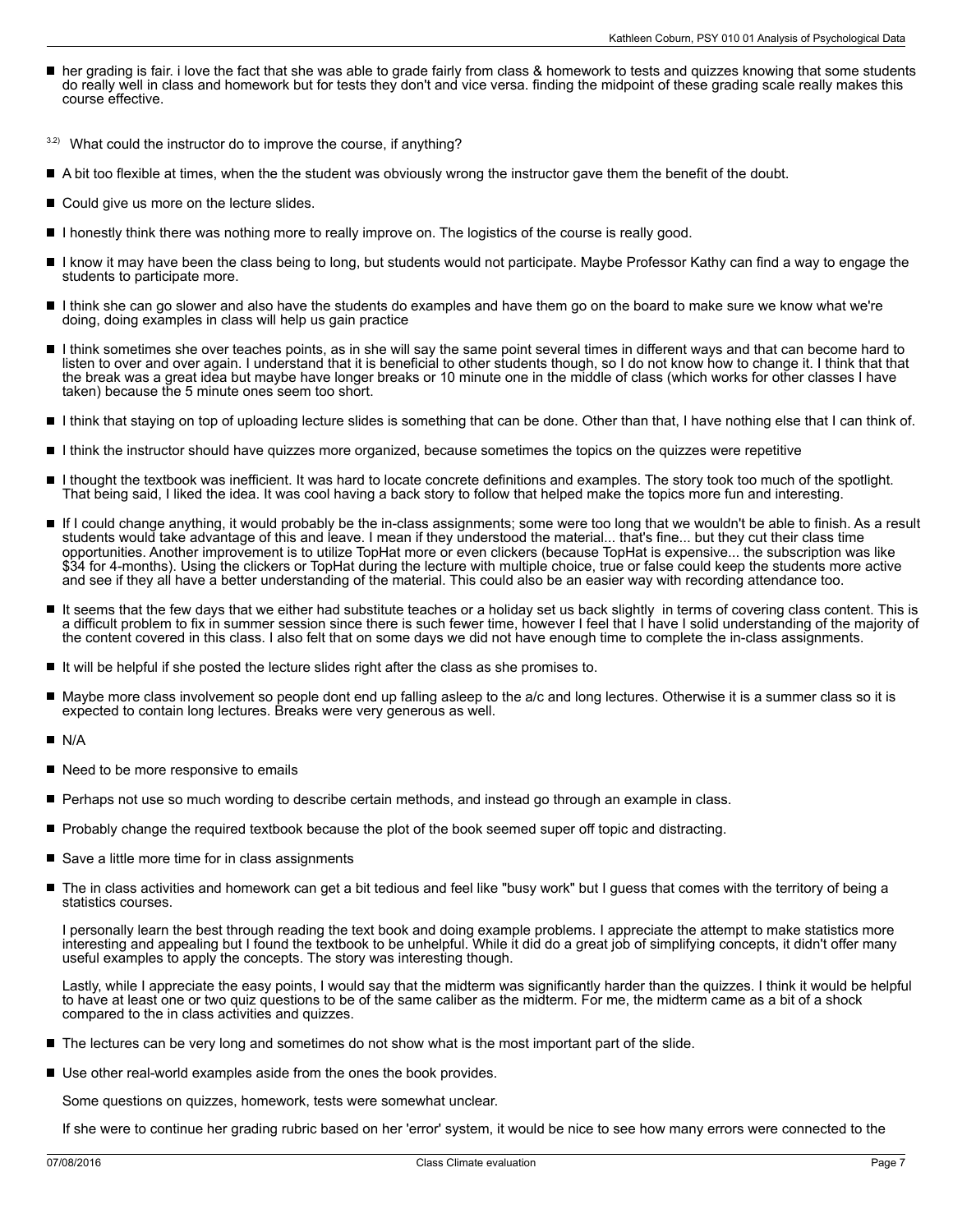- her grading is fair. i love the fact that she was able to grade fairly from class & homework to tests and quizzes knowing that some students do really well in class and homework but for tests they don't and vice versa. finding the midpoint of these grading scale really makes this course effective.

3.2) What could the instructor do to improve the course, if anything?

- A bit too flexible at times, when the the student was obviously wrong the instructor gave them the benefit of the doubt.
- Could give us more on the lecture slides.
- I honestly think there was nothing more to really improve on. The logistics of the course is really good.
- I know it may have been the class being to long, but students would not participate. Maybe Professor Kathy can find a way to engage the students to participate more.
- I think she can go slower and also have the students do examples and have them go on the board to make sure we know what we're doing, doing examples in class will help us gain practice
- I think sometimes she over teaches points, as in she will say the same point several times in different ways and that can become hard to listen to over and over again. I understand that it is beneficial to other students though, so I do not know how to change it. I think that that the break was a great idea but maybe have longer breaks or 10 minute one in the middle of class (which works for other classes I have taken) because the 5 minute ones seem too short.
- I think that staying on top of uploading lecture slides is something that can be done. Other than that, I have nothing else that I can think of.
- I think the instructor should have quizzes more organized, because sometimes the topics on the quizzes were repetitive
- I thought the textbook was inefficient. It was hard to locate concrete definitions and examples. The story took too much of the spotlight. That being said, I liked the idea. It was cool having a back story to follow that helped make the topics more fun and interesting.
- If I could change anything, it would probably be the in-class assignments; some were too long that we wouldn't be able to finish. As a result students would take advantage of this and leave. I mean if they understood the material... that's fine... but they cut their class time opportunities. Another improvement is to utilize TopHat more or even clickers (because TopHat is expensive... the subscription was like $34 for 4-months). Using the clickers or TopHat during the lecture with multiple choice, true or false could keep the students more active and see if they all have a better understanding of the material. This could also be an easier way with recording attendance too.
- It seems that the few days that we either had substitute teaches or a holiday set us back slightly in terms of covering class content. This is a difficult problem to fix in summer session since there is such fewer time, however I feel that I have I solid understanding of the majority of the content covered in this class. I also felt that on some days we did not have enough time to complete the in-class assignments.
- It will be helpful if she posted the lecture slides right after the class as she promises to.
- Maybe more class involvement so people dont end up falling asleep to the a/c and long lectures. Otherwise it is a summer class so it is expected to contain long lectures. Breaks were very generous as well.
- N/A
- Need to be more responsive to emails
- Perhaps not use so much wording to describe certain methods, and instead go through an example in class.
- Probably change the required textbook because the plot of the book seemed super off topic and distracting.
- Save a little more time for in class assignments
- The in class activities and homework can get a bit tedious and feel like "busy work" but I guess that comes with the territory of being a statistics courses.

  I personally learn the best through reading the text book and doing example problems. I appreciate the attempt to make statistics more interesting and appealing but I found the textbook to be unhelpful. While it did do a great job of simplifying concepts, it didn't offer many useful examples to apply the concepts. The story was interesting though.

  Lastly, while I appreciate the easy points, I would say that the midterm was significantly harder than the quizzes. I think it would be helpful to have at least one or two quiz questions to be of the same caliber as the midterm. For me, the midterm came as a bit of a shock compared to the in class activities and quizzes.
- The lectures can be very long and sometimes do not show what is the most important part of the slide.
- Use other real-world examples aside from the ones the book provides.

  Some questions on quizzes, homework, tests were somewhat unclear.

  If she were to continue her grading rubric based on her 'error' system, it would be nice to see how many errors were connected to the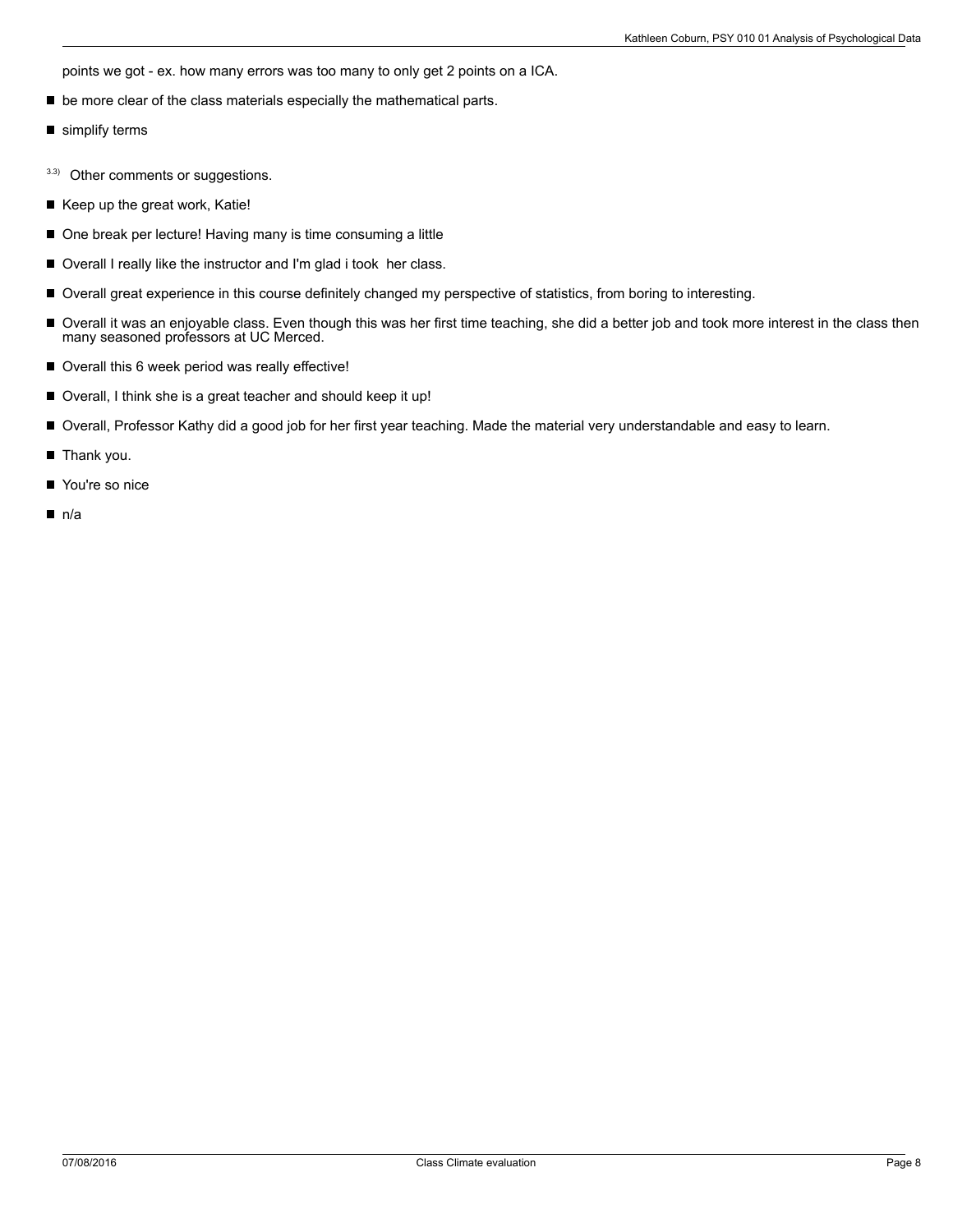points we got - ex. how many errors was too many to only get 2 points on a ICA.

- be more clear of the class materials especially the mathematical parts.
- simplify terms

3.3) Other comments or suggestions.

- Keep up the great work, Katie!
- One break per lecture! Having many is time consuming a little
- Overall I really like the instructor and I'm glad i took her class.
- Overall great experience in this course definitely changed my perspective of statistics, from boring to interesting.
- Overall it was an enjoyable class. Even though this was her first time teaching, she did a better job and took more interest in the class then many seasoned professors at UC Merced.
- Overall this 6 week period was really effective!
- Overall, I think she is a great teacher and should keep it up!
- Overall, Professor Kathy did a good job for her first year teaching. Made the material very understandable and easy to learn.
- Thank you.
- You're so nice
- n/a